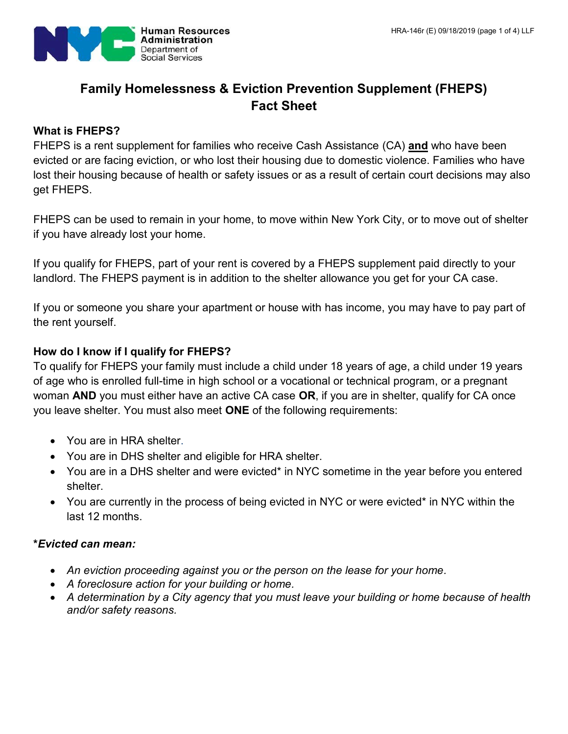# Family Homelessness & Eviction Prevention Supplement (FHEPS) Fact Sheet

## What is FHEPS?

FHEPS is a rent supplement for families who receive Cash Assistance (CA) **and** who have been evicted or are facing eviction, or who lost their housing due to domestic violence. Families who have lost their housing because of health or safety issues or as a result of certain court decisions may also get FHEPS.

FHEPS can be used to remain in your home, to move within New York City, or to move out of shelter if you have already lost your home.

If you qualify for FHEPS, part of your rent is covered by a FHEPS supplement paid directly to your landlord. The FHEPS payment is in addition to the shelter allowance you get for your CA case.

If you or someone you share your apartment or house with has income, you may have to pay part of the rent yourself.

## How do I know if I qualify for FHEPS?

To qualify for FHEPS your family must include a child under 18 years of age, a child under 19 years of age who is enrolled full-time in high school or a vocational or technical program, or a pregnant woman **AND** you must either have an active CA case **OR**, if you are in shelter, qualify for CA once you leave shelter. You must also meet **ONE** of the following requirements:

- You are in HRA shelter.
- You are in DHS shelter and eligible for HRA shelter.
- You are in a DHS shelter and were evicted* in NYC sometime in the year before you entered shelter.
- You are currently in the process of being evicted in NYC or were evicted* in NYC within the last 12 months.

***Evicted can mean:***

- *An eviction proceeding against you or the person on the lease for your home.*
- *A foreclosure action for your building or home.*
- *A determination by a City agency that you must leave your building or home because of health and/or safety reasons.*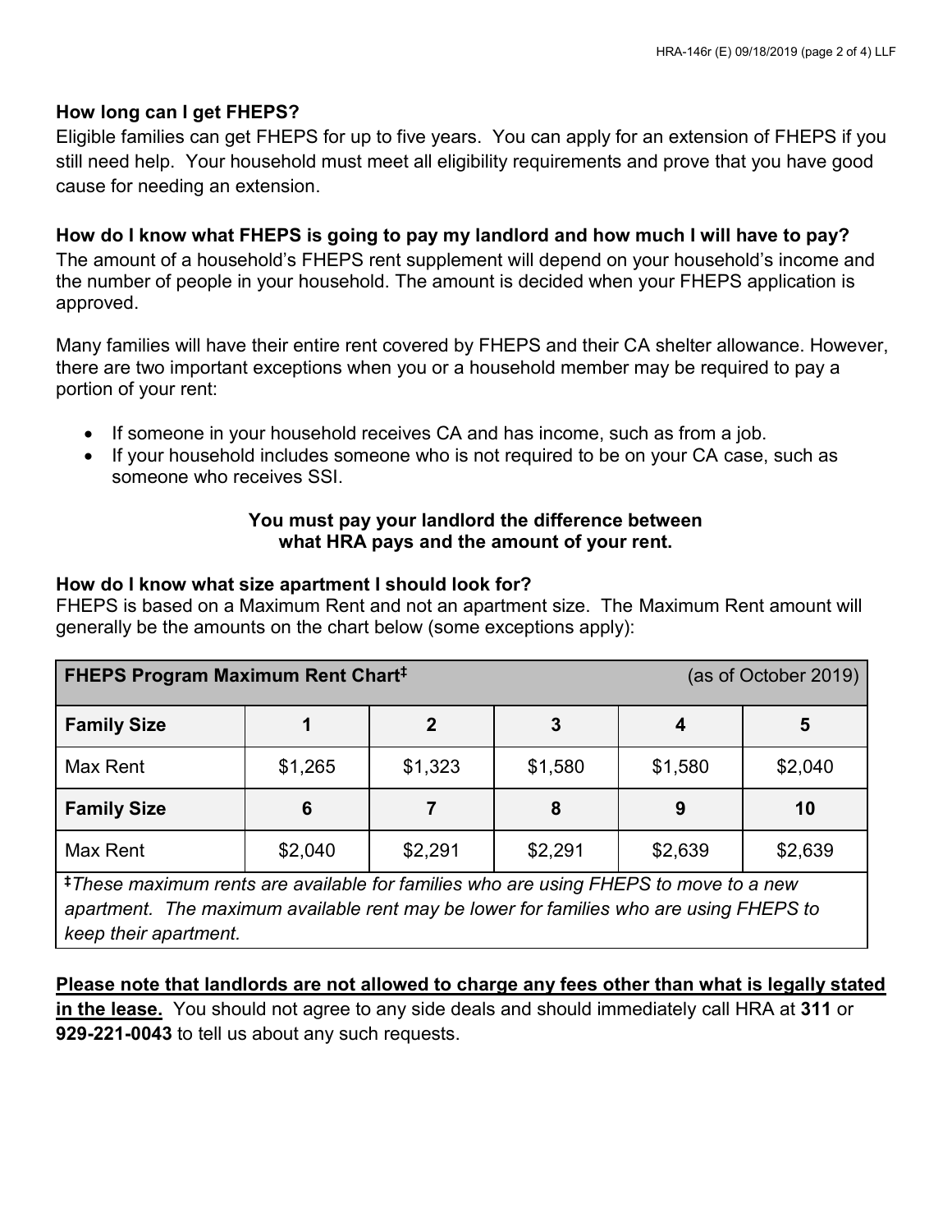### How long can I get FHEPS?

Eligible families can get FHEPS for up to five years. You can apply for an extension of FHEPS if you still need help. Your household must meet all eligibility requirements and prove that you have good cause for needing an extension.

### How do I know what FHEPS is going to pay my landlord and how much I will have to pay?

The amount of a household's FHEPS rent supplement will depend on your household's income and the number of people in your household. The amount is decided when your FHEPS application is approved.

Many families will have their entire rent covered by FHEPS and their CA shelter allowance. However, there are two important exceptions when you or a household member may be required to pay a portion of your rent:

- If someone in your household receives CA and has income, such as from a job.
- If your household includes someone who is not required to be on your CA case, such as someone who receives SSI.

**You must pay your landlord the difference between what HRA pays and the amount of your rent.**

### How do I know what size apartment I should look for?

FHEPS is based on a Maximum Rent and not an apartment size. The Maximum Rent amount will generally be the amounts on the chart below (some exceptions apply):

| **FHEPS Program Maximum Rent Chart‡** | | | | | (as of October 2019) |
|---|---|---|---|---|---|
| **Family Size** | **1** | **2** | **3** | **4** | **5** |
| Max Rent | $1,265 | $1,323 | $1,580 | $1,580 | $2,040 |
| **Family Size** | **6** | **7** | **8** | **9** | **10** |
| Max Rent | $2,040 | $2,291 | $2,291 | $2,639 | $2,639 |

*‡These maximum rents are available for families who are using FHEPS to move to a new apartment. The maximum available rent may be lower for families who are using FHEPS to keep their apartment.*

**Please note that landlords are not allowed to charge any fees other than what is legally stated in the lease.** You should not agree to any side deals and should immediately call HRA at **311** or **929-221-0043** to tell us about any such requests.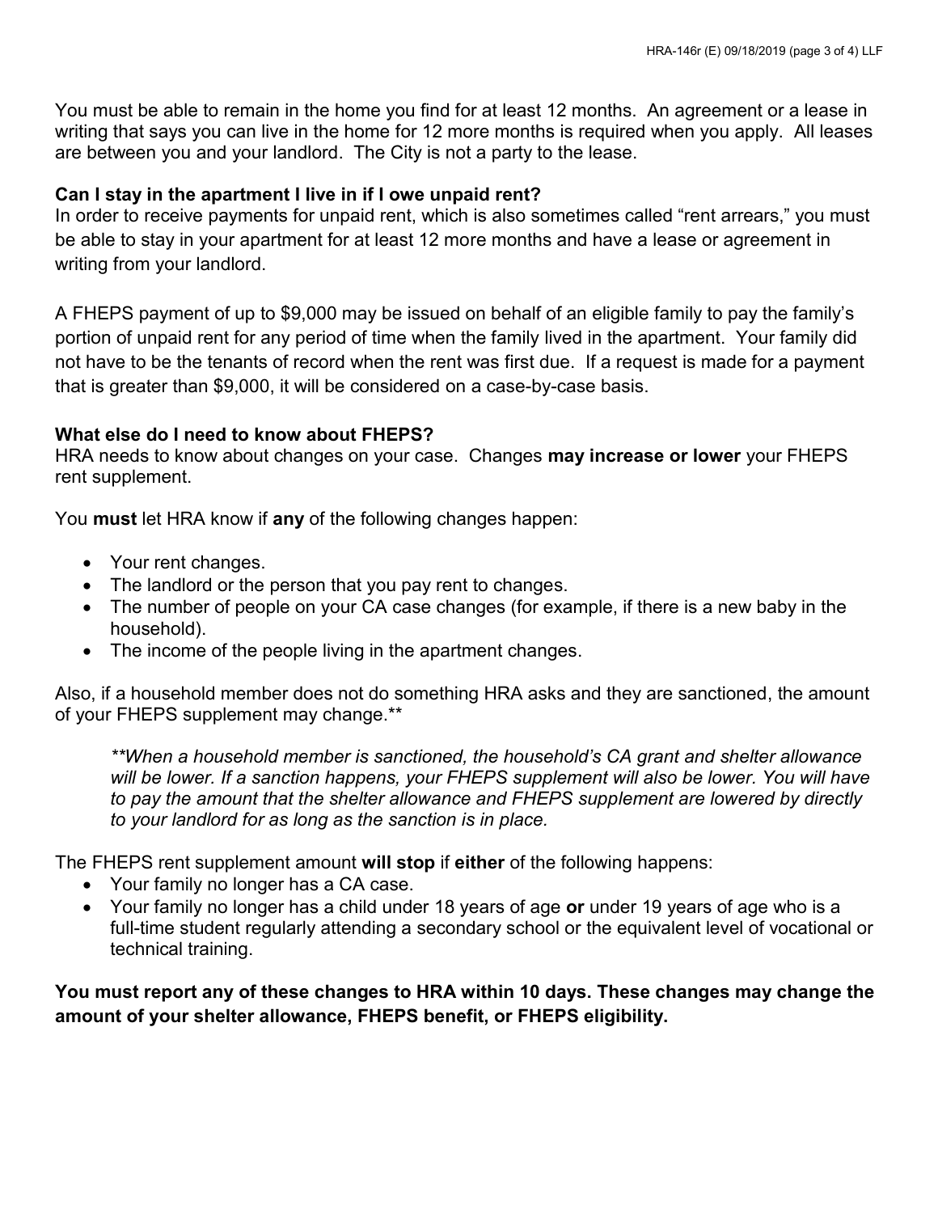You must be able to remain in the home you find for at least 12 months. An agreement or a lease in writing that says you can live in the home for 12 more months is required when you apply. All leases are between you and your landlord. The City is not a party to the lease.

**Can I stay in the apartment I live in if I owe unpaid rent?**
In order to receive payments for unpaid rent, which is also sometimes called "rent arrears," you must be able to stay in your apartment for at least 12 more months and have a lease or agreement in writing from your landlord.

A FHEPS payment of up to $9,000 may be issued on behalf of an eligible family to pay the family's portion of unpaid rent for any period of time when the family lived in the apartment. Your family did not have to be the tenants of record when the rent was first due. If a request is made for a payment that is greater than $9,000, it will be considered on a case-by-case basis.

**What else do I need to know about FHEPS?**
HRA needs to know about changes on your case. Changes **may increase or lower** your FHEPS rent supplement.

You **must** let HRA know if **any** of the following changes happen:

- Your rent changes.
- The landlord or the person that you pay rent to changes.
- The number of people on your CA case changes (for example, if there is a new baby in the household).
- The income of the people living in the apartment changes.

Also, if a household member does not do something HRA asks and they are sanctioned, the amount of your FHEPS supplement may change.**

> ***When a household member is sanctioned, the household's CA grant and shelter allowance will be lower. If a sanction happens, your FHEPS supplement will also be lower. You will have to pay the amount that the shelter allowance and FHEPS supplement are lowered by directly to your landlord for as long as the sanction is in place.*

The FHEPS rent supplement amount **will stop** if **either** of the following happens:

- Your family no longer has a CA case.
- Your family no longer has a child under 18 years of age **or** under 19 years of age who is a full-time student regularly attending a secondary school or the equivalent level of vocational or technical training.

**You must report any of these changes to HRA within 10 days. These changes may change the amount of your shelter allowance, FHEPS benefit, or FHEPS eligibility.**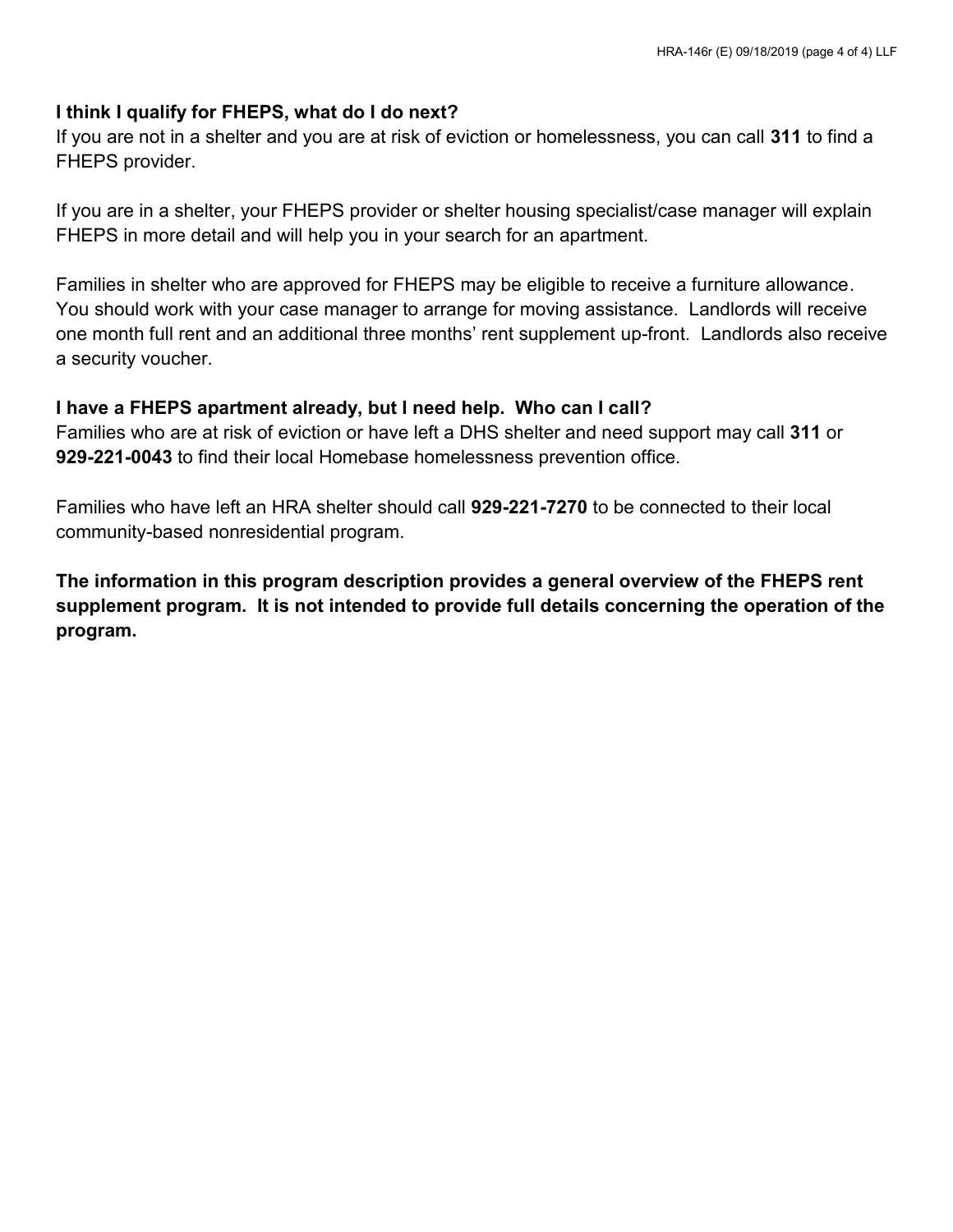**I think I qualify for FHEPS, what do I do next?**

If you are not in a shelter and you are at risk of eviction or homelessness, you can call **311** to find a FHEPS provider.

If you are in a shelter, your FHEPS provider or shelter housing specialist/case manager will explain FHEPS in more detail and will help you in your search for an apartment.

Families in shelter who are approved for FHEPS may be eligible to receive a furniture allowance. You should work with your case manager to arrange for moving assistance. Landlords will receive one month full rent and an additional three months' rent supplement up-front. Landlords also receive a security voucher.

**I have a FHEPS apartment already, but I need help. Who can I call?**

Families who are at risk of eviction or have left a DHS shelter and need support may call **311** or **929-221-0043** to find their local Homebase homelessness prevention office.

Families who have left an HRA shelter should call **929-221-7270** to be connected to their local community-based nonresidential program.

**The information in this program description provides a general overview of the FHEPS rent supplement program. It is not intended to provide full details concerning the operation of the program.**